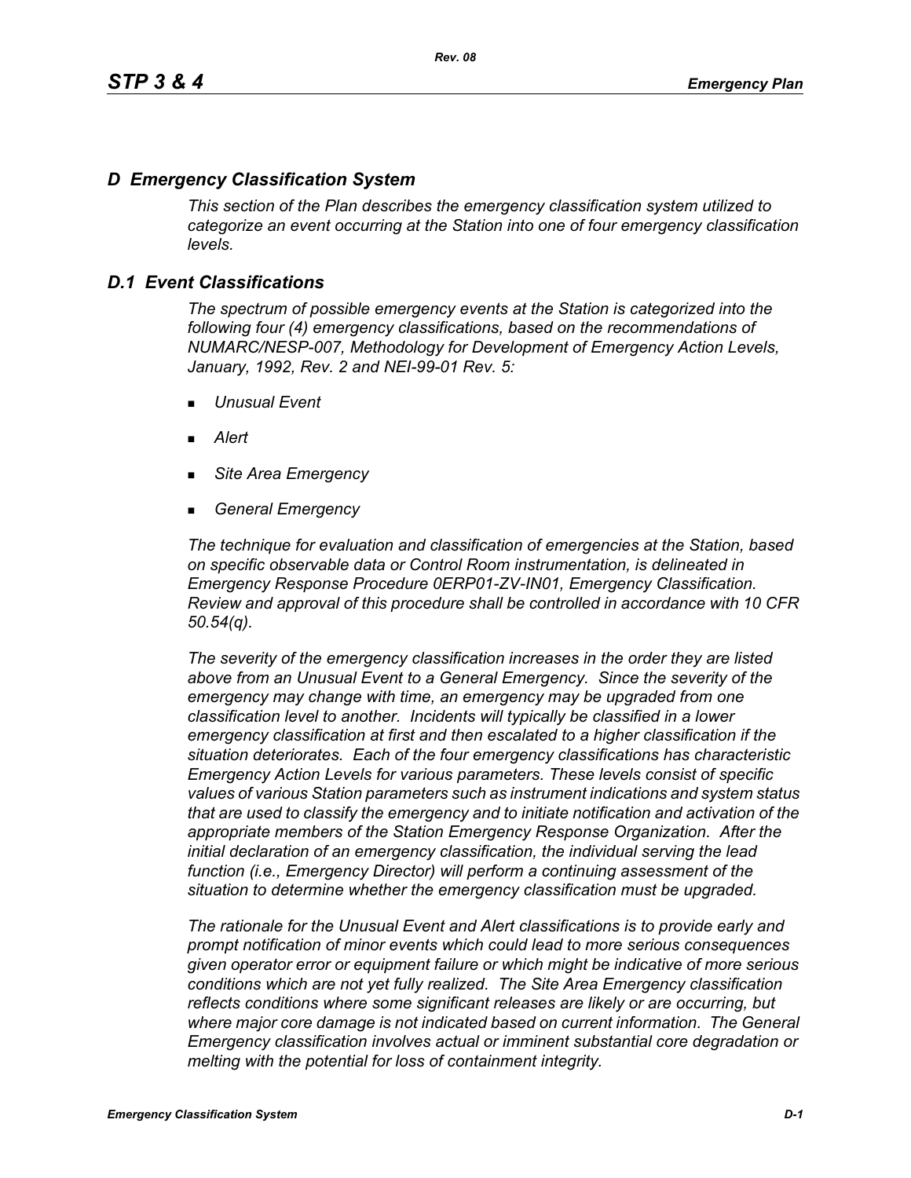## *D Emergency Classification System*

*This section of the Plan describes the emergency classification system utilized to categorize an event occurring at the Station into one of four emergency classification levels.*

## *D.1 Event Classifications*

*The spectrum of possible emergency events at the Station is categorized into the following four (4) emergency classifications, based on the recommendations of NUMARC/NESP-007, Methodology for Development of Emergency Action Levels, January, 1992, Rev. 2 and NEI-99-01 Rev. 5:*

- *Unusual Event*
- *Alert*
- *Site Area Emergency*
- *General Emergency*

*The technique for evaluation and classification of emergencies at the Station, based on specific observable data or Control Room instrumentation, is delineated in Emergency Response Procedure 0ERP01-ZV-IN01, Emergency Classification. Review and approval of this procedure shall be controlled in accordance with 10 CFR 50.54(q).*

*The severity of the emergency classification increases in the order they are listed above from an Unusual Event to a General Emergency. Since the severity of the emergency may change with time, an emergency may be upgraded from one classification level to another. Incidents will typically be classified in a lower emergency classification at first and then escalated to a higher classification if the situation deteriorates. Each of the four emergency classifications has characteristic Emergency Action Levels for various parameters. These levels consist of specific values of various Station parameters such as instrument indications and system status that are used to classify the emergency and to initiate notification and activation of the appropriate members of the Station Emergency Response Organization. After the initial declaration of an emergency classification, the individual serving the lead function (i.e., Emergency Director) will perform a continuing assessment of the situation to determine whether the emergency classification must be upgraded.*

*The rationale for the Unusual Event and Alert classifications is to provide early and prompt notification of minor events which could lead to more serious consequences given operator error or equipment failure or which might be indicative of more serious conditions which are not yet fully realized. The Site Area Emergency classification reflects conditions where some significant releases are likely or are occurring, but where major core damage is not indicated based on current information. The General Emergency classification involves actual or imminent substantial core degradation or melting with the potential for loss of containment integrity.*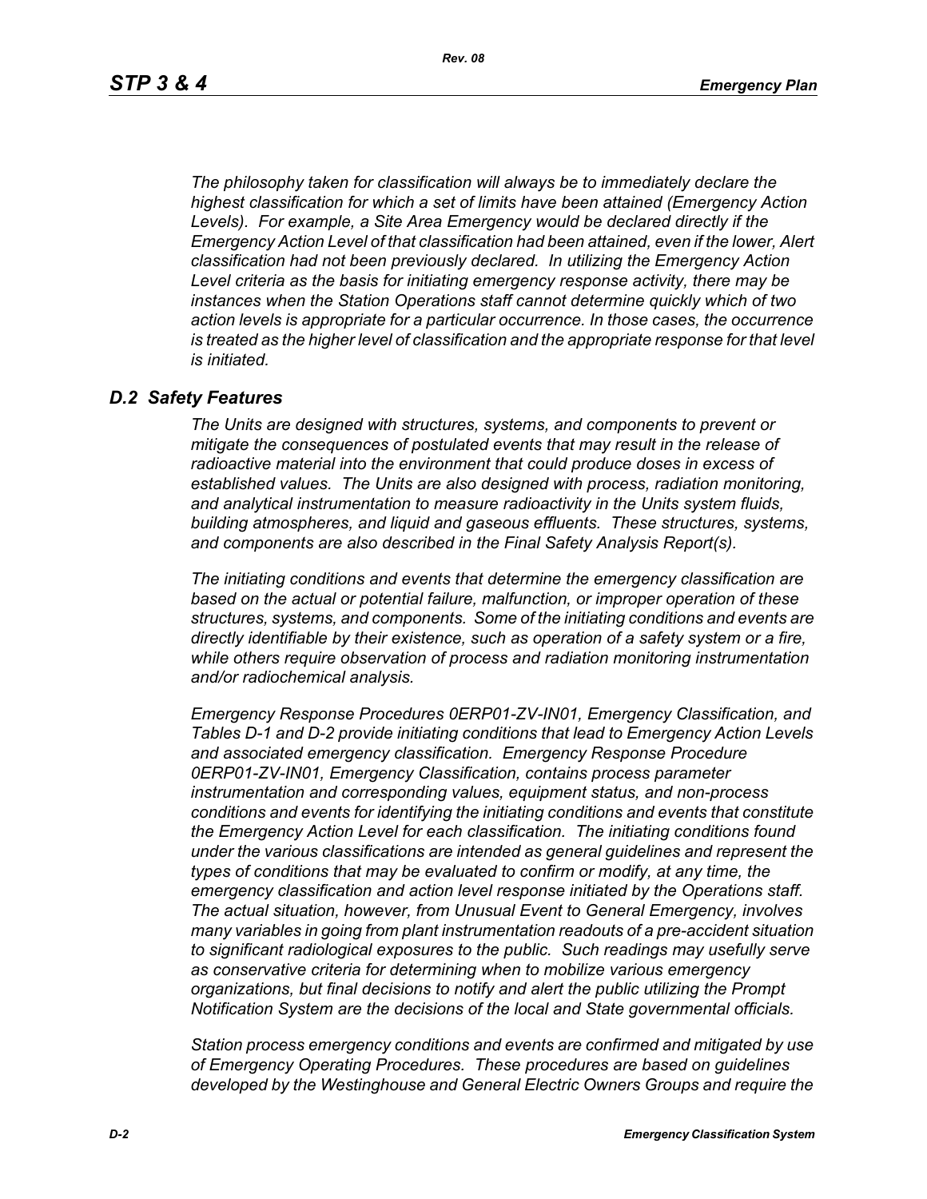*The philosophy taken for classification will always be to immediately declare the highest classification for which a set of limits have been attained (Emergency Action Levels). For example, a Site Area Emergency would be declared directly if the Emergency Action Level of that classification had been attained, even if the lower, Alert classification had not been previously declared. In utilizing the Emergency Action Level criteria as the basis for initiating emergency response activity, there may be instances when the Station Operations staff cannot determine quickly which of two action levels is appropriate for a particular occurrence. In those cases, the occurrence is treated as the higher level of classification and the appropriate response for that level is initiated.*

## *D.2 Safety Features*

*The Units are designed with structures, systems, and components to prevent or mitigate the consequences of postulated events that may result in the release of radioactive material into the environment that could produce doses in excess of established values. The Units are also designed with process, radiation monitoring, and analytical instrumentation to measure radioactivity in the Units system fluids, building atmospheres, and liquid and gaseous effluents. These structures, systems, and components are also described in the Final Safety Analysis Report(s).*

*The initiating conditions and events that determine the emergency classification are based on the actual or potential failure, malfunction, or improper operation of these structures, systems, and components. Some of the initiating conditions and events are directly identifiable by their existence, such as operation of a safety system or a fire, while others require observation of process and radiation monitoring instrumentation and/or radiochemical analysis.*

*Emergency Response Procedures 0ERP01-ZV-IN01, Emergency Classification, and Tables D-1 and D-2 provide initiating conditions that lead to Emergency Action Levels and associated emergency classification. Emergency Response Procedure 0ERP01-ZV-IN01, Emergency Classification, contains process parameter instrumentation and corresponding values, equipment status, and non-process conditions and events for identifying the initiating conditions and events that constitute the Emergency Action Level for each classification. The initiating conditions found under the various classifications are intended as general guidelines and represent the types of conditions that may be evaluated to confirm or modify, at any time, the emergency classification and action level response initiated by the Operations staff. The actual situation, however, from Unusual Event to General Emergency, involves many variables in going from plant instrumentation readouts of a pre-accident situation to significant radiological exposures to the public. Such readings may usefully serve as conservative criteria for determining when to mobilize various emergency organizations, but final decisions to notify and alert the public utilizing the Prompt Notification System are the decisions of the local and State governmental officials.*

*Station process emergency conditions and events are confirmed and mitigated by use of Emergency Operating Procedures. These procedures are based on guidelines developed by the Westinghouse and General Electric Owners Groups and require the*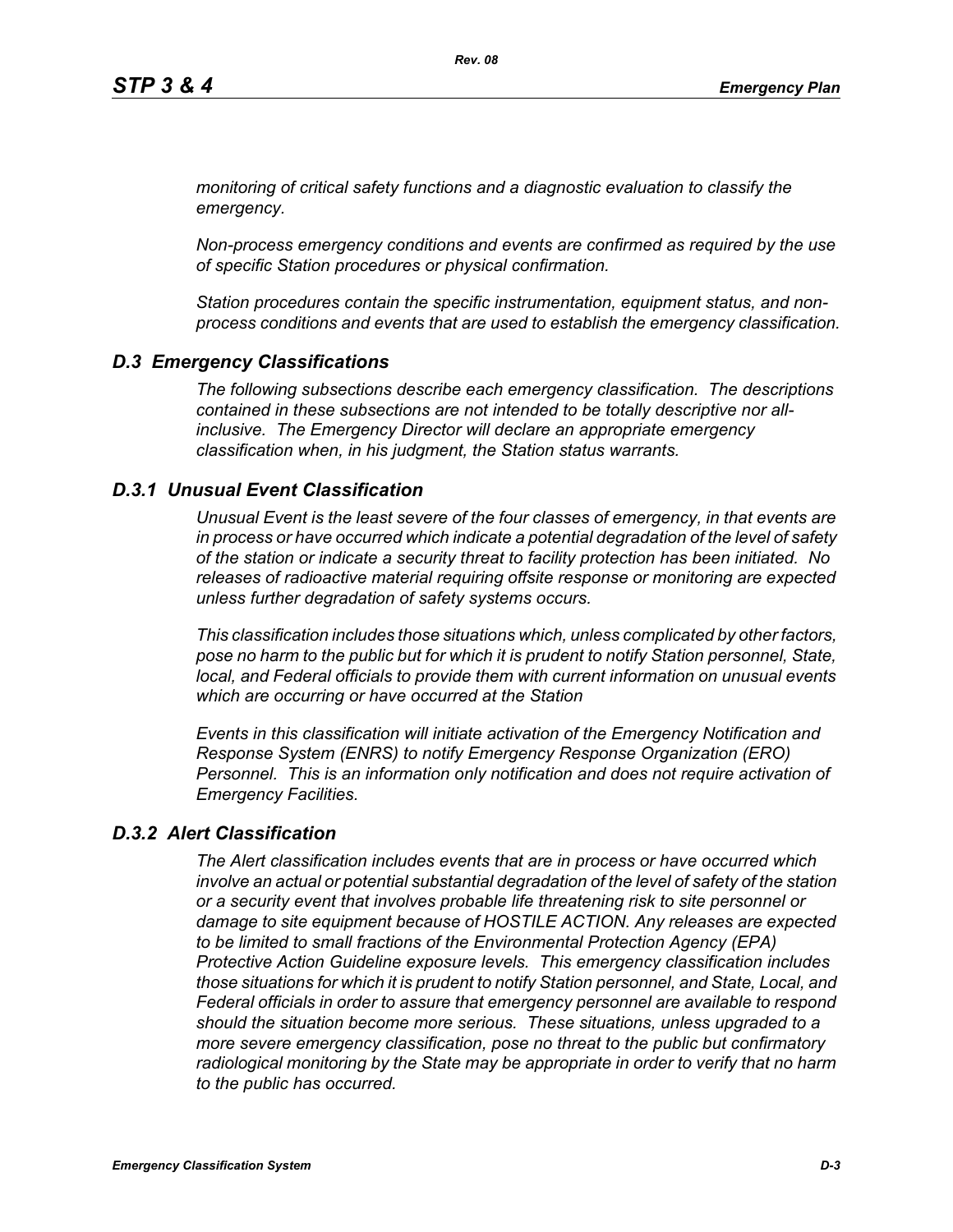*monitoring of critical safety functions and a diagnostic evaluation to classify the emergency.*

*Non-process emergency conditions and events are confirmed as required by the use of specific Station procedures or physical confirmation.*

*Station procedures contain the specific instrumentation, equipment status, and non-process conditions and events that are used to establish the emergency classification.*

## *D.3 Emergency Classifications*

*The following subsections describe each emergency classification. The descriptions contained in these subsections are not intended to be totally descriptive nor all-inclusive. The Emergency Director will declare an appropriate emergency classification when, in his judgment, the Station status warrants.*

### *D.3.1 Unusual Event Classification*

*Unusual Event is the least severe of the four classes of emergency, in that events are in process or have occurred which indicate a potential degradation of the level of safety of the station or indicate a security threat to facility protection has been initiated. No releases of radioactive material requiring offsite response or monitoring are expected unless further degradation of safety systems occurs.*

*This classification includes those situations which, unless complicated by other factors, pose no harm to the public but for which it is prudent to notify Station personnel, State, local, and Federal officials to provide them with current information on unusual events which are occurring or have occurred at the Station*

*Events in this classification will initiate activation of the Emergency Notification and Response System (ENRS) to notify Emergency Response Organization (ERO) Personnel. This is an information only notification and does not require activation of Emergency Facilities.*

### *D.3.2 Alert Classification*

*The Alert classification includes events that are in process or have occurred which involve an actual or potential substantial degradation of the level of safety of the station or a security event that involves probable life threatening risk to site personnel or damage to site equipment because of HOSTILE ACTION. Any releases are expected to be limited to small fractions of the Environmental Protection Agency (EPA) Protective Action Guideline exposure levels. This emergency classification includes those situations for which it is prudent to notify Station personnel, and State, Local, and Federal officials in order to assure that emergency personnel are available to respond should the situation become more serious. These situations, unless upgraded to a more severe emergency classification, pose no threat to the public but confirmatory radiological monitoring by the State may be appropriate in order to verify that no harm to the public has occurred.*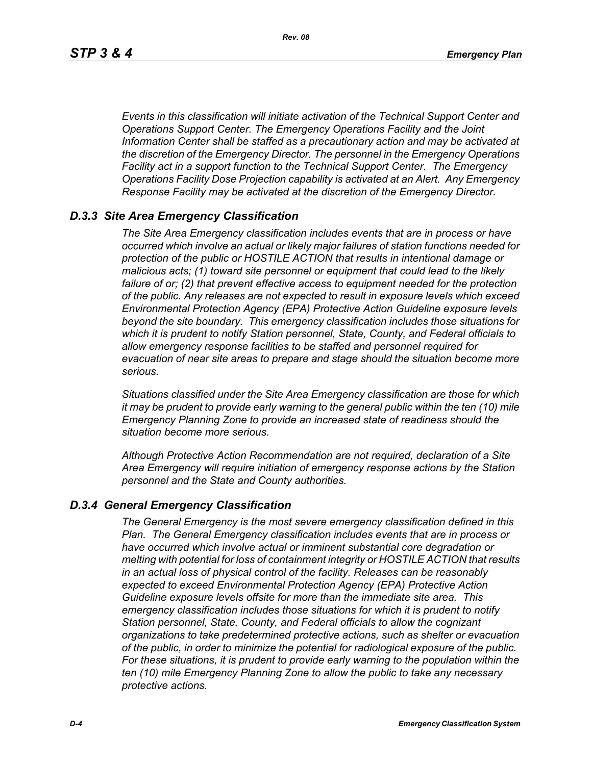*Events in this classification will initiate activation of the Technical Support Center and Operations Support Center. The Emergency Operations Facility and the Joint Information Center shall be staffed as a precautionary action and may be activated at the discretion of the Emergency Director. The personnel in the Emergency Operations Facility act in a support function to the Technical Support Center. The Emergency Operations Facility Dose Projection capability is activated at an Alert. Any Emergency Response Facility may be activated at the discretion of the Emergency Director.*

### *D.3.3 Site Area Emergency Classification*

*The Site Area Emergency classification includes events that are in process or have occurred which involve an actual or likely major failures of station functions needed for protection of the public or HOSTILE ACTION that results in intentional damage or malicious acts; (1) toward site personnel or equipment that could lead to the likely failure of or; (2) that prevent effective access to equipment needed for the protection of the public. Any releases are not expected to result in exposure levels which exceed Environmental Protection Agency (EPA) Protective Action Guideline exposure levels beyond the site boundary. This emergency classification includes those situations for which it is prudent to notify Station personnel, State, County, and Federal officials to allow emergency response facilities to be staffed and personnel required for evacuation of near site areas to prepare and stage should the situation become more serious.*

*Situations classified under the Site Area Emergency classification are those for which it may be prudent to provide early warning to the general public within the ten (10) mile Emergency Planning Zone to provide an increased state of readiness should the situation become more serious.*

*Although Protective Action Recommendation are not required, declaration of a Site Area Emergency will require initiation of emergency response actions by the Station personnel and the State and County authorities.*

### *D.3.4 General Emergency Classification*

*The General Emergency is the most severe emergency classification defined in this Plan. The General Emergency classification includes events that are in process or have occurred which involve actual or imminent substantial core degradation or melting with potential for loss of containment integrity or HOSTILE ACTION that results in an actual loss of physical control of the facility. Releases can be reasonably expected to exceed Environmental Protection Agency (EPA) Protective Action Guideline exposure levels offsite for more than the immediate site area. This emergency classification includes those situations for which it is prudent to notify Station personnel, State, County, and Federal officials to allow the cognizant organizations to take predetermined protective actions, such as shelter or evacuation of the public, in order to minimize the potential for radiological exposure of the public. For these situations, it is prudent to provide early warning to the population within the ten (10) mile Emergency Planning Zone to allow the public to take any necessary protective actions.*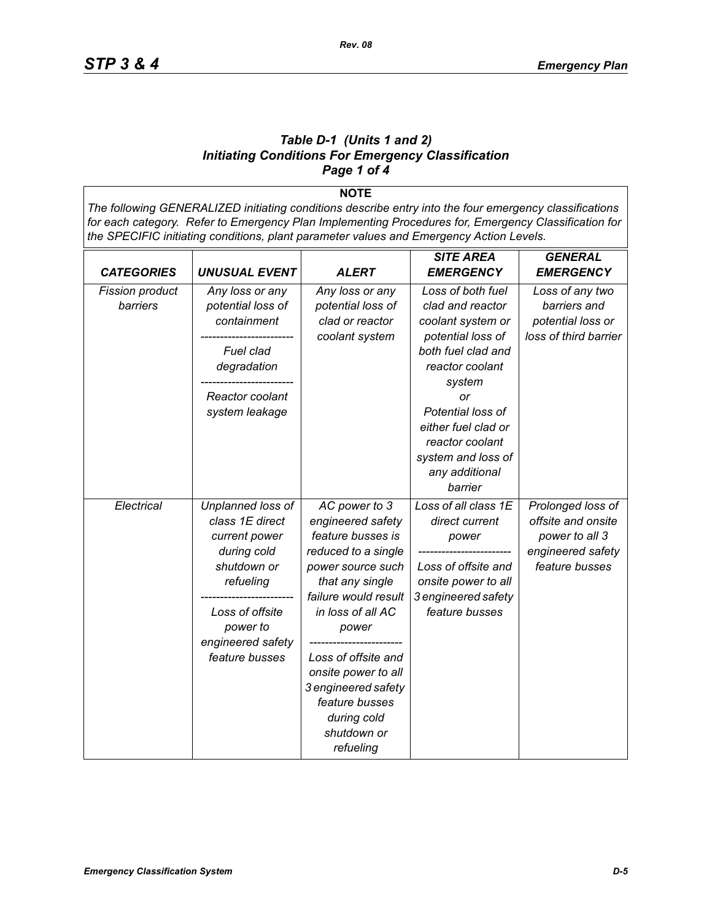### *Table D-1 (Units 1 and 2)*
### *Initiating Conditions For Emergency Classification*
### *Page 1 of 4*

**NOTE**

*The following GENERALIZED initiating conditions describe entry into the four emergency classifications for each category. Refer to Emergency Plan Implementing Procedures for, Emergency Classification for the SPECIFIC initiating conditions, plant parameter values and Emergency Action Levels.*

| *CATEGORIES* | *UNUSUAL EVENT* | *ALERT* | *SITE AREA EMERGENCY* | *GENERAL EMERGENCY* |
|---|---|---|---|---|
| *Fission product barriers* | *Any loss or any potential loss of containment*<br>------------------------<br>*Fuel clad degradation*<br>------------------------<br>*Reactor coolant system leakage* | *Any loss or any potential loss of clad or reactor coolant system* | *Loss of both fuel clad and reactor coolant system or potential loss of both fuel clad and reactor coolant system*<br>*or*<br>*Potential loss of either fuel clad or reactor coolant system and loss of any additional barrier* | *Loss of any two barriers and potential loss or loss of third barrier* |
| *Electrical* | *Unplanned loss of class 1E direct current power during cold shutdown or refueling*<br>------------------------<br>*Loss of offsite power to engineered safety feature busses* | *AC power to 3 engineered safety feature busses is reduced to a single power source such that any single failure would result in loss of all AC power*<br>------------------------<br>*Loss of offsite and onsite power to all 3 engineered safety feature busses during cold shutdown or refueling* | *Loss of all class 1E direct current power*<br>------------------------<br>*Loss of offsite and onsite power to all 3 engineered safety feature busses* | *Prolonged loss of offsite and onsite power to all 3 engineered safety feature busses* |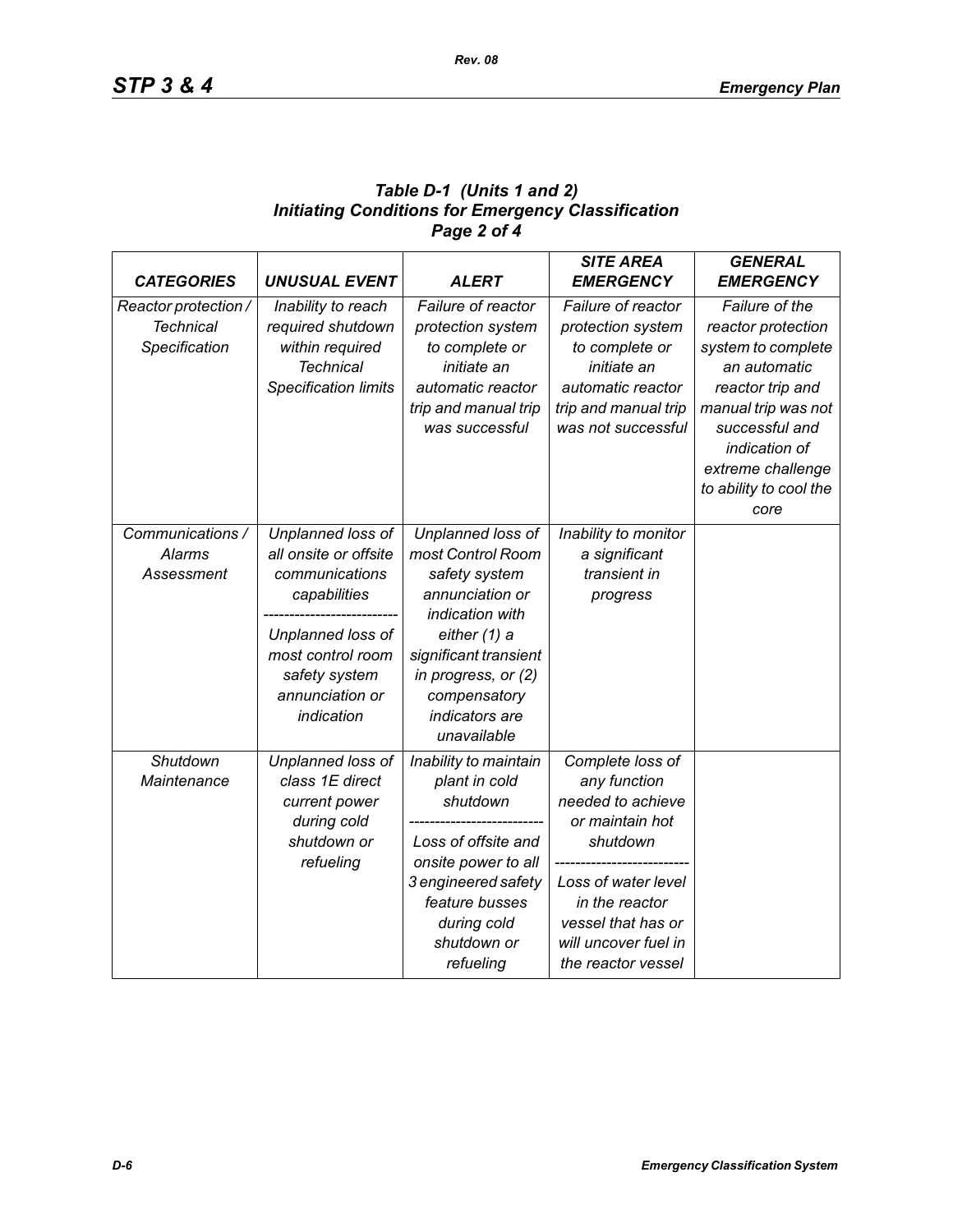### Table D-1 (Units 1 and 2)
### Initiating Conditions for Emergency Classification
### Page 2 of 4

| CATEGORIES | UNUSUAL EVENT | ALERT | SITE AREA EMERGENCY | GENERAL EMERGENCY |
|---|---|---|---|---|
| *Reactor protection / Technical Specification* | *Inability to reach required shutdown within required Technical Specification limits* | *Failure of reactor protection system to complete or initiate an automatic reactor trip and manual trip was successful* | *Failure of reactor protection system to complete or initiate an automatic reactor trip and manual trip was not successful* | *Failure of the reactor protection system to complete an automatic reactor trip and manual trip was not successful and indication of extreme challenge to ability to cool the core* |
| *Communications / Alarms Assessment* | *Unplanned loss of all onsite or offsite communications capabilities* <br> ------------------------- <br> *Unplanned loss of most control room safety system annunciation or indication* | *Unplanned loss of most Control Room safety system annunciation or indication with either (1) a significant transient in progress, or (2) compensatory indicators are unavailable* | *Inability to monitor a significant transient in progress* | |
| *Shutdown Maintenance* | *Unplanned loss of class 1E direct current power during cold shutdown or refueling* | *Inability to maintain plant in cold shutdown* <br> ------------------------- <br> *Loss of offsite and onsite power to all 3 engineered safety feature busses during cold shutdown or refueling* | *Complete loss of any function needed to achieve or maintain hot shutdown* <br> ------------------------- <br> *Loss of water level in the reactor vessel that has or will uncover fuel in the reactor vessel* | |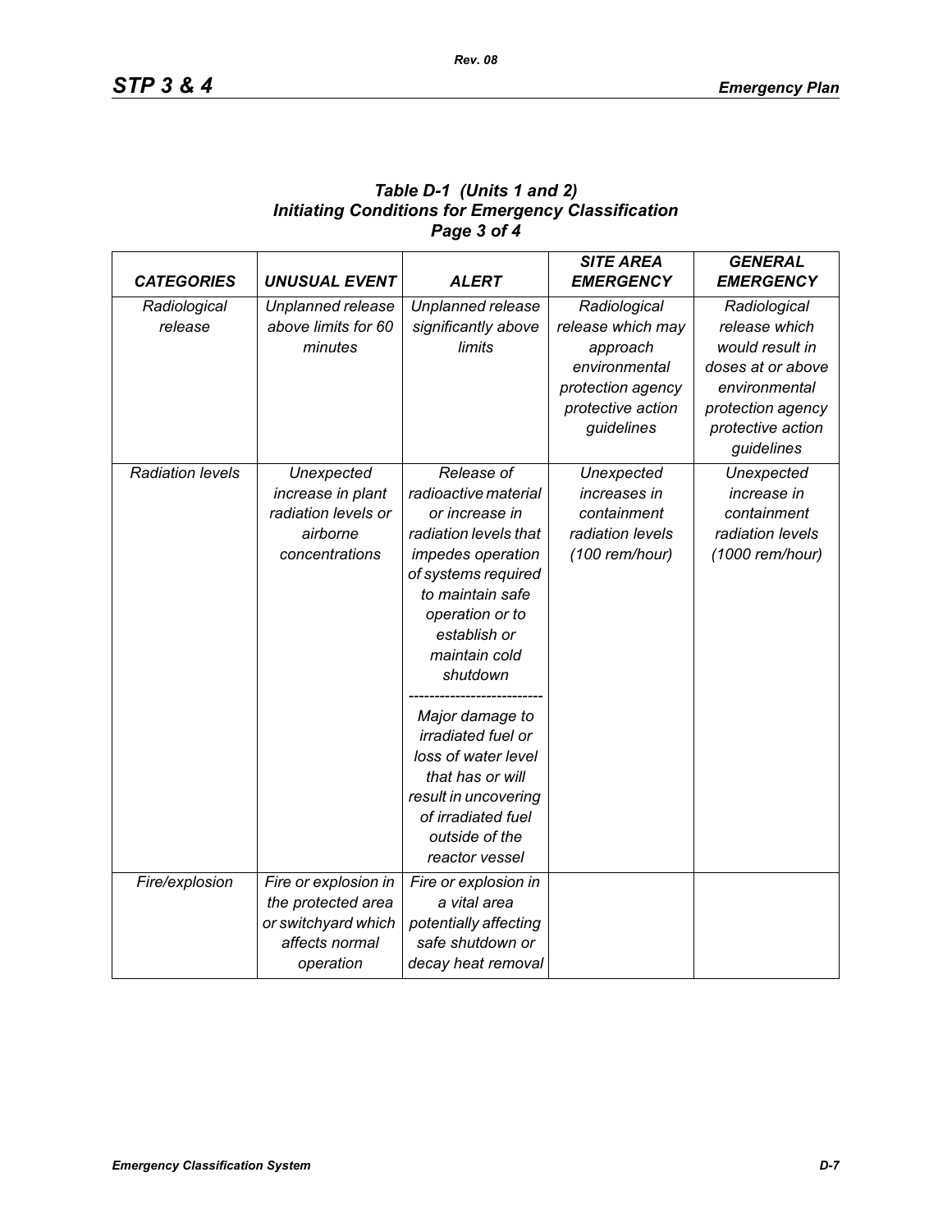***Table D-1 (Units 1 and 2)***
***Initiating Conditions for Emergency Classification***
***Page 3 of 4***

| ***CATEGORIES*** | ***UNUSUAL EVENT*** | ***ALERT*** | ***SITE AREA EMERGENCY*** | ***GENERAL EMERGENCY*** |
|---|---|---|---|---|
| *Radiological release* | *Unplanned release above limits for 60 minutes* | *Unplanned release significantly above limits* | *Radiological release which may approach environmental protection agency protective action guidelines* | *Radiological release which would result in doses at or above environmental protection agency protective action guidelines* |
| *Radiation levels* | *Unexpected increase in plant radiation levels or airborne concentrations* | *Release of radioactive material or increase in radiation levels that impedes operation of systems required to maintain safe operation or to establish or maintain cold shutdown* <br> ------------------------- <br> *Major damage to irradiated fuel or loss of water level that has or will result in uncovering of irradiated fuel outside of the reactor vessel* | *Unexpected increases in containment radiation levels (100 rem/hour)* | *Unexpected increase in containment radiation levels (1000 rem/hour)* |
| *Fire/explosion* | *Fire or explosion in the protected area or switchyard which affects normal operation* | *Fire or explosion in a vital area potentially affecting safe shutdown or decay heat removal* | | |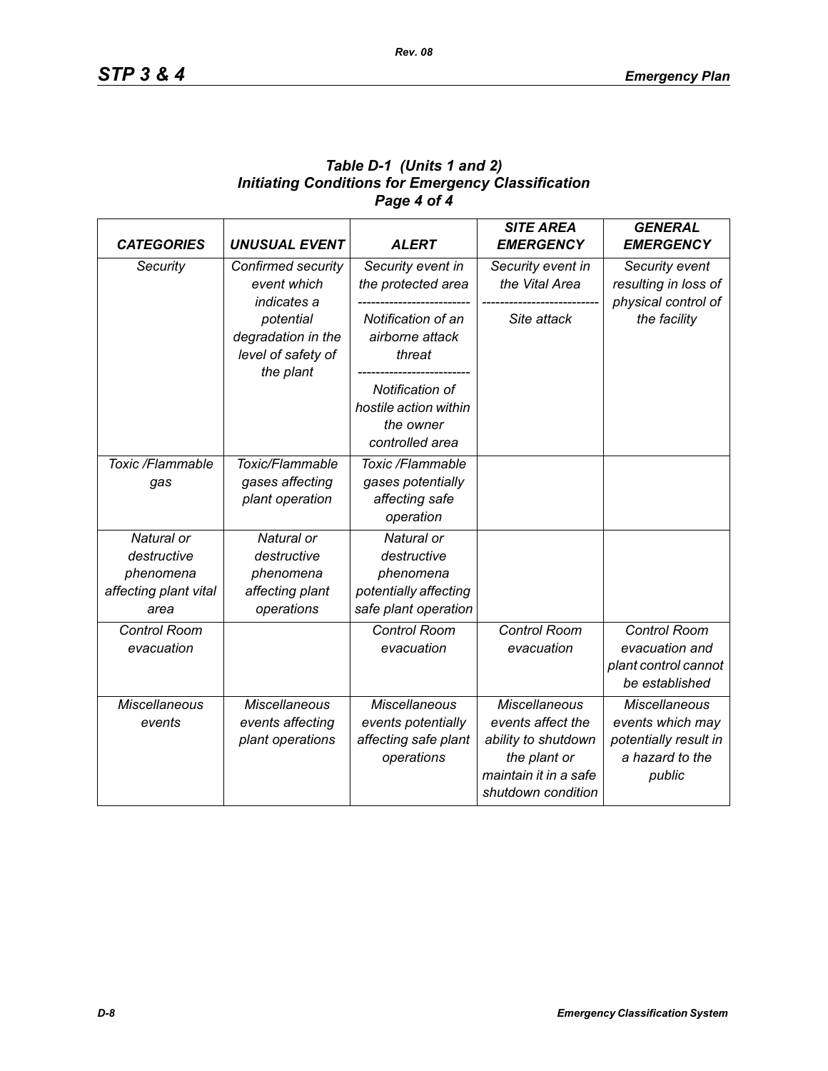**Table D-1 (Units 1 and 2)**
**Initiating Conditions for Emergency Classification**
**Page 4 of 4**

| *CATEGORIES* | *UNUSUAL EVENT* | *ALERT* | *SITE AREA EMERGENCY* | *GENERAL EMERGENCY* |
|---|---|---|---|---|
| *Security* | *Confirmed security event which indicates a potential degradation in the level of safety of the plant* | *Security event in the protected area* <br> ------------------------- <br> *Notification of an airborne attack threat* <br> ------------------------- <br> *Notification of hostile action within the owner controlled area* | *Security event in the Vital Area* <br> ------------------------- <br> *Site attack* | *Security event resulting in loss of physical control of the facility* |
| *Toxic /Flammable gas* | *Toxic/Flammable gases affecting plant operation* | *Toxic /Flammable gases potentially affecting safe operation* | | |
| *Natural or destructive phenomena affecting plant vital area* | *Natural or destructive phenomena affecting plant operations* | *Natural or destructive phenomena potentially affecting safe plant operation* | | |
| *Control Room evacuation* | | *Control Room evacuation* | *Control Room evacuation* | *Control Room evacuation and plant control cannot be established* |
| *Miscellaneous events* | *Miscellaneous events affecting plant operations* | *Miscellaneous events potentially affecting safe plant operations* | *Miscellaneous events affect the ability to shutdown the plant or maintain it in a safe shutdown condition* | *Miscellaneous events which may potentially result in a hazard to the public* |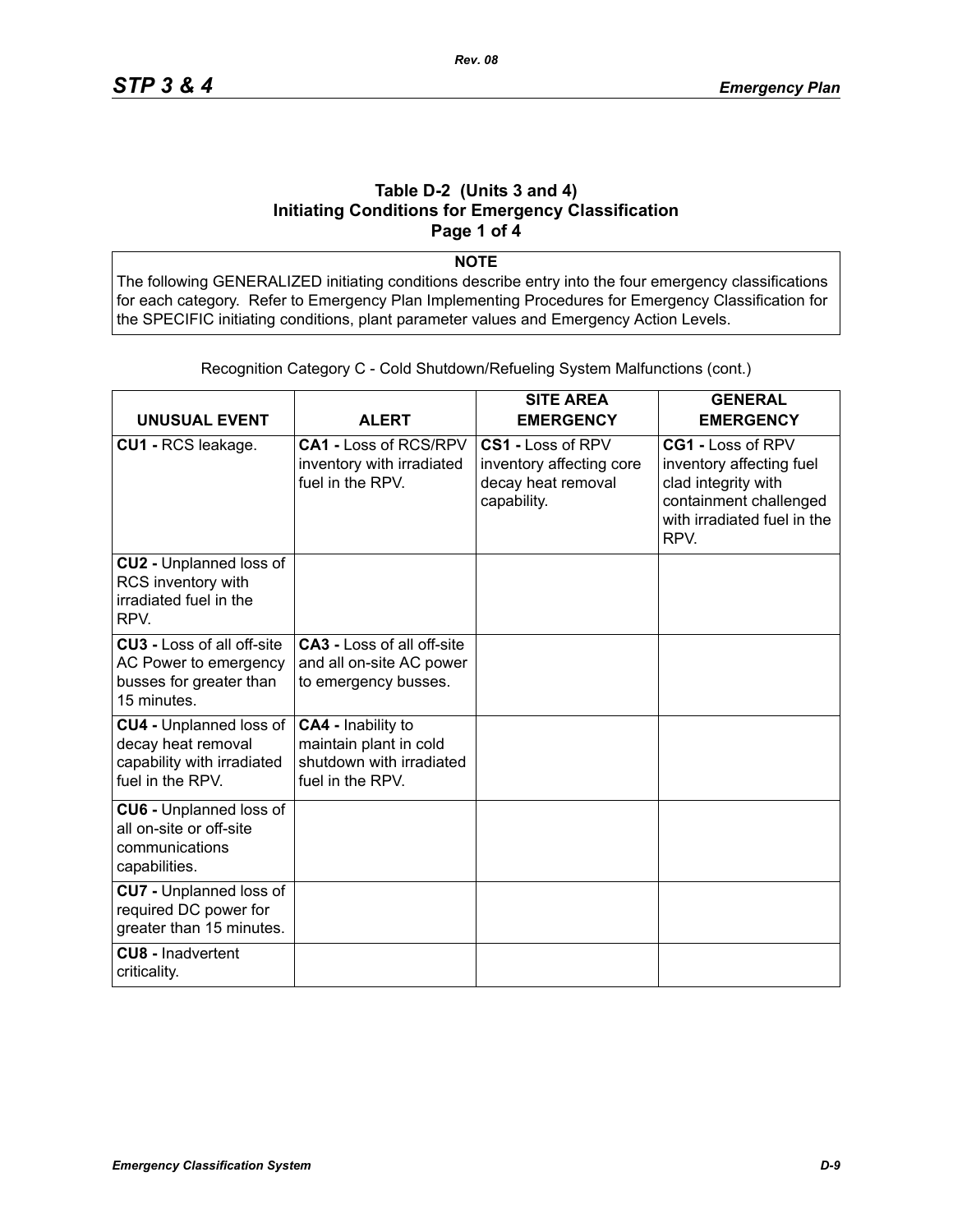## Table D-2 (Units 3 and 4)
## Initiating Conditions for Emergency Classification
## Page 1 of 4

**NOTE**

The following GENERALIZED initiating conditions describe entry into the four emergency classifications for each category. Refer to Emergency Plan Implementing Procedures for Emergency Classification for the SPECIFIC initiating conditions, plant parameter values and Emergency Action Levels.

Recognition Category C - Cold Shutdown/Refueling System Malfunctions (cont.)

| UNUSUAL EVENT | ALERT | SITE AREA EMERGENCY | GENERAL EMERGENCY |
|---|---|---|---|
| **CU1 -** RCS leakage. | **CA1 -** Loss of RCS/RPV inventory with irradiated fuel in the RPV. | **CS1 -** Loss of RPV inventory affecting core decay heat removal capability. | **CG1 -** Loss of RPV inventory affecting fuel clad integrity with containment challenged with irradiated fuel in the RPV. |
| **CU2 -** Unplanned loss of RCS inventory with irradiated fuel in the RPV. | | | |
| **CU3 -** Loss of all off-site AC Power to emergency busses for greater than 15 minutes. | **CA3 -** Loss of all off-site and all on-site AC power to emergency busses. | | |
| **CU4 -** Unplanned loss of decay heat removal capability with irradiated fuel in the RPV. | **CA4 -** Inability to maintain plant in cold shutdown with irradiated fuel in the RPV. | | |
| **CU6 -** Unplanned loss of all on-site or off-site communications capabilities. | | | |
| **CU7 -** Unplanned loss of required DC power for greater than 15 minutes. | | | |
| **CU8 -** Inadvertent criticality. | | | |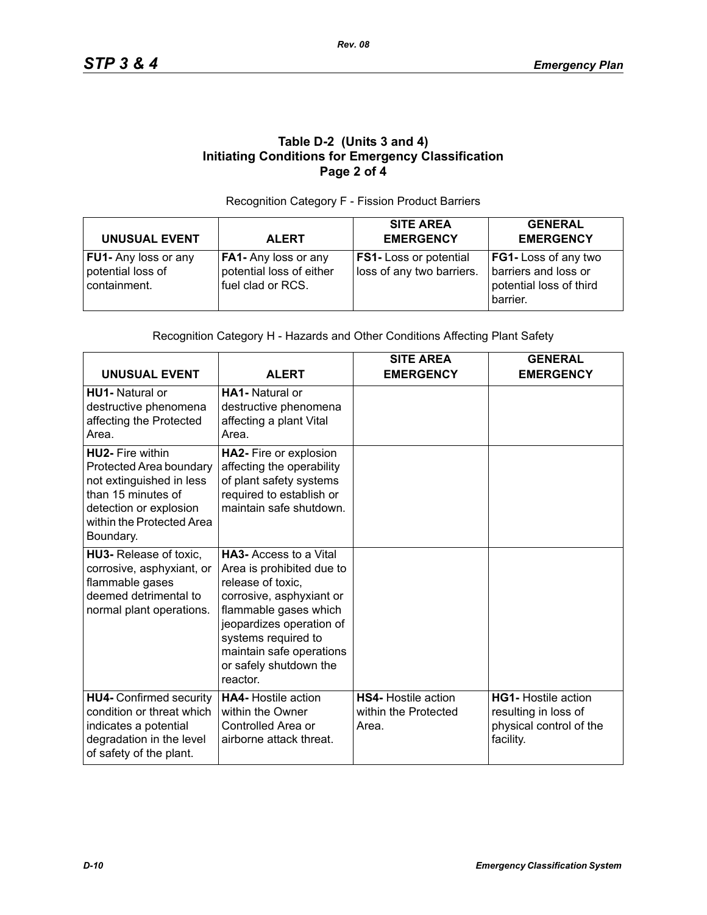## Table D-2 (Units 3 and 4)
## Initiating Conditions for Emergency Classification
## Page 2 of 4

Recognition Category F - Fission Product Barriers

| UNUSUAL EVENT | ALERT | SITE AREA EMERGENCY | GENERAL EMERGENCY |
|---|---|---|---|
| **FU1-** Any loss or any potential loss of containment. | **FA1-** Any loss or any potential loss of either fuel clad or RCS. | **FS1-** Loss or potential loss of any two barriers. | **FG1-** Loss of any two barriers and loss or potential loss of third barrier. |

Recognition Category H - Hazards and Other Conditions Affecting Plant Safety

| UNUSUAL EVENT | ALERT | SITE AREA EMERGENCY | GENERAL EMERGENCY |
|---|---|---|---|
| **HU1-** Natural or destructive phenomena affecting the Protected Area. | **HA1-** Natural or destructive phenomena affecting a plant Vital Area. | | |
| **HU2-** Fire within Protected Area boundary not extinguished in less than 15 minutes of detection or explosion within the Protected Area Boundary. | **HA2-** Fire or explosion affecting the operability of plant safety systems required to establish or maintain safe shutdown. | | |
| **HU3-** Release of toxic, corrosive, asphyxiant, or flammable gases deemed detrimental to normal plant operations. | **HA3-** Access to a Vital Area is prohibited due to release of toxic, corrosive, asphyxiant or flammable gases which jeopardizes operation of systems required to maintain safe operations or safely shutdown the reactor. | | |
| **HU4-** Confirmed security condition or threat which indicates a potential degradation in the level of safety of the plant. | **HA4-** Hostile action within the Owner Controlled Area or airborne attack threat. | **HS4-** Hostile action within the Protected Area. | **HG1-** Hostile action resulting in loss of physical control of the facility. |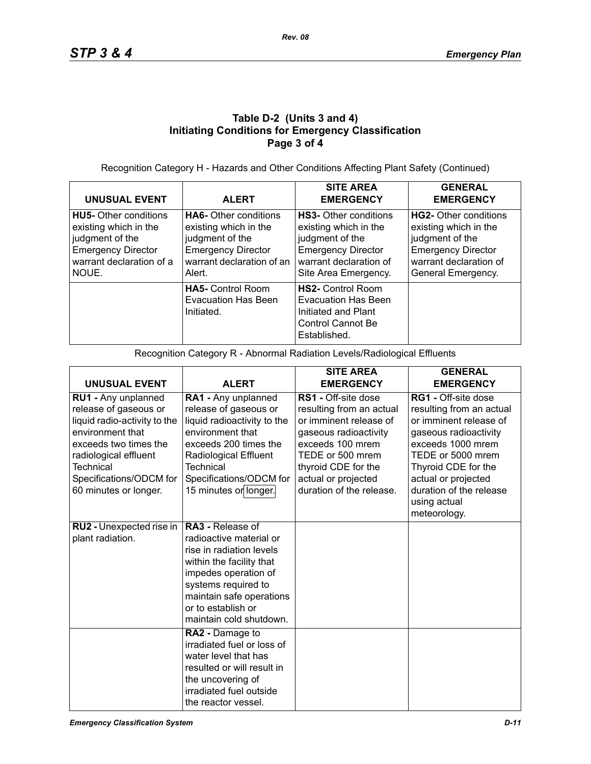### Table D-2 (Units 3 and 4) Initiating Conditions for Emergency Classification Page 3 of 4

Recognition Category H - Hazards and Other Conditions Affecting Plant Safety (Continued)

| UNUSUAL EVENT | ALERT | SITE AREA EMERGENCY | GENERAL EMERGENCY |
|---|---|---|---|
| **HU5-** Other conditions existing which in the judgment of the Emergency Director warrant declaration of a NOUE. | **HA6-** Other conditions existing which in the judgment of the Emergency Director warrant declaration of an Alert. | **HS3-** Other conditions existing which in the judgment of the Emergency Director warrant declaration of Site Area Emergency. | **HG2-** Other conditions existing which in the judgment of the Emergency Director warrant declaration of General Emergency. |
| | **HA5-** Control Room Evacuation Has Been Initiated. | **HS2-** Control Room Evacuation Has Been Initiated and Plant Control Cannot Be Established. | |

Recognition Category R - Abnormal Radiation Levels/Radiological Effluents

| UNUSUAL EVENT | ALERT | SITE AREA EMERGENCY | GENERAL EMERGENCY |
|---|---|---|---|
| **RU1 -** Any unplanned release of gaseous or liquid radio-activity to the environment that exceeds two times the radiological effluent Technical Specifications/ODCM for 60 minutes or longer. | **RA1 -** Any unplanned release of gaseous or liquid radioactivity to the environment that exceeds 200 times the Radiological Effluent Technical Specifications/ODCM for 15 minutes or longer. | **RS1 -** Off-site dose resulting from an actual or imminent release of gaseous radioactivity exceeds 100 mrem TEDE or 500 mrem thyroid CDE for the actual or projected duration of the release. | **RG1 -** Off-site dose resulting from an actual or imminent release of gaseous radioactivity exceeds 1000 mrem TEDE or 5000 mrem Thyroid CDE for the actual or projected duration of the release using actual meteorology. |
| **RU2 -** Unexpected rise in plant radiation. | **RA3 -** Release of radioactive material or rise in radiation levels within the facility that impedes operation of systems required to maintain safe operations or to establish or maintain cold shutdown. | | |
| | **RA2 -** Damage to irradiated fuel or loss of water level that has resulted or will result in the uncovering of irradiated fuel outside the reactor vessel. | | |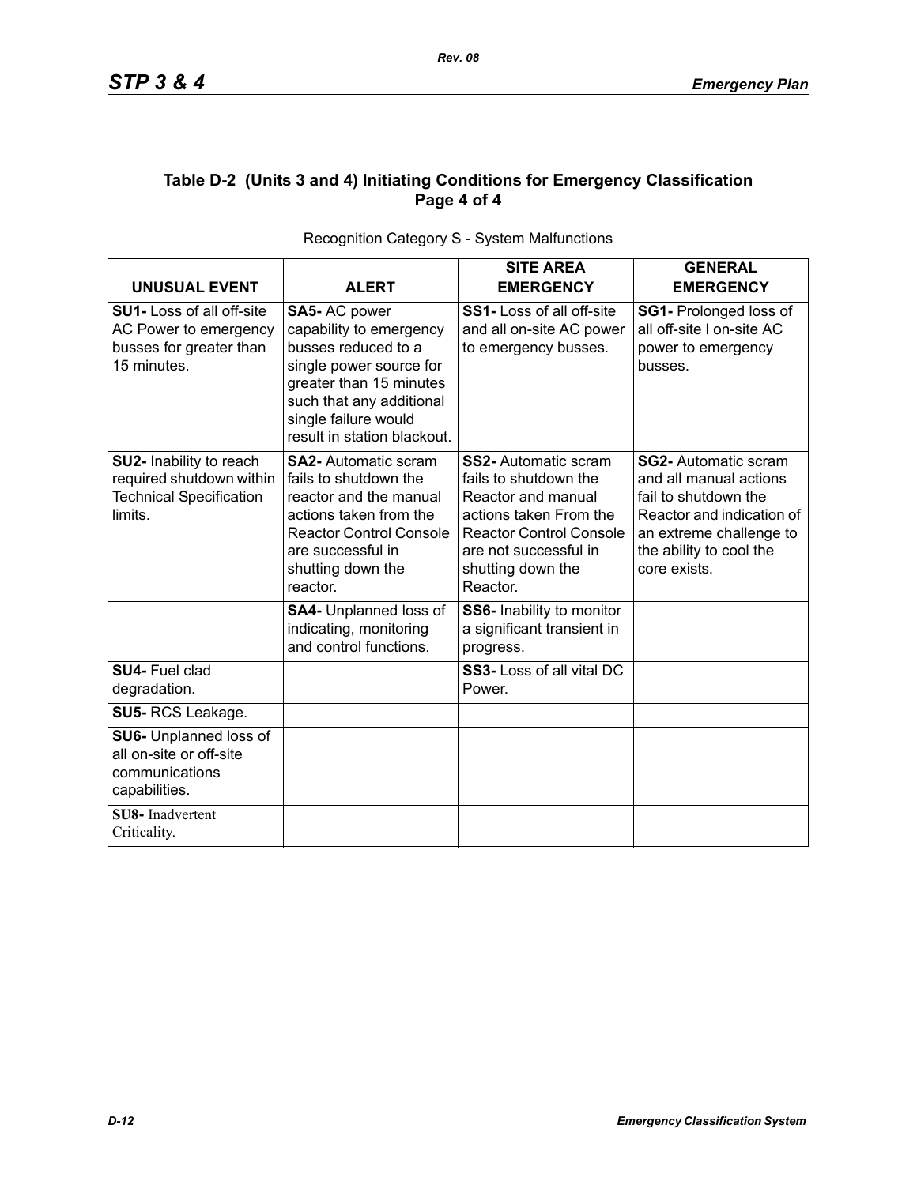### Table D-2 (Units 3 and 4) Initiating Conditions for Emergency Classification Page 4 of 4

Recognition Category S - System Malfunctions

| UNUSUAL EVENT | ALERT | SITE AREA EMERGENCY | GENERAL EMERGENCY |
|---|---|---|---|
| **SU1-** Loss of all off-site AC Power to emergency busses for greater than 15 minutes. | **SA5-** AC power capability to emergency busses reduced to a single power source for greater than 15 minutes such that any additional single failure would result in station blackout. | **SS1-** Loss of all off-site and all on-site AC power to emergency busses. | **SG1-** Prolonged loss of all off-site I on-site AC power to emergency busses. |
| **SU2-** Inability to reach required shutdown within Technical Specification limits. | **SA2-** Automatic scram fails to shutdown the reactor and the manual actions taken from the Reactor Control Console are successful in shutting down the reactor. | **SS2-** Automatic scram fails to shutdown the Reactor and manual actions taken From the Reactor Control Console are not successful in shutting down the Reactor. | **SG2-** Automatic scram and all manual actions fail to shutdown the Reactor and indication of an extreme challenge to the ability to cool the core exists. |
| | **SA4-** Unplanned loss of indicating, monitoring and control functions. | **SS6-** Inability to monitor a significant transient in progress. | |
| **SU4-** Fuel clad degradation. | | **SS3-** Loss of all vital DC Power. | |
| **SU5-** RCS Leakage. | | | |
| **SU6-** Unplanned loss of all on-site or off-site communications capabilities. | | | |
| **SU8-** Inadvertent Criticality. | | | |